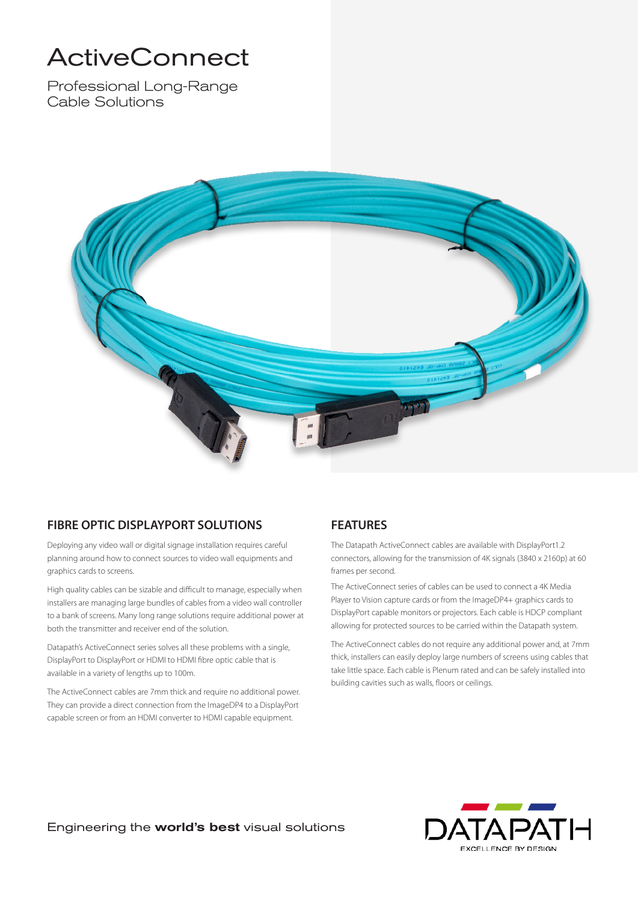# ActiveConnect

Professional Long-Range Cable Solutions

## FIBRE OPTIC DISPLAYPORT SOLUTIONS

Deploying any video wall or digital signage installation requires careful planning around how to connect sources to video wall equipments and graphics cards to screens.

High quality cables can be sizable and difficult to manage, especially when installers are managing large bundles of cables from a video wall controller to a bank of screens. Many long range solutions require additional power at both the transmitter and receiver end of the solution.

Datapath's ActiveConnect series solves all these problems with a single, DisplayPort to DisplayPort or HDMI to HDMI fibre optic cable that is available in a variety of lengths up to 100m.

The ActiveConnect cables are 7mm thick and require no additional power. They can provide a direct connection from the ImageDP4 to a DisplayPort capable screen or from an HDMI converter to HDMI capable equipment.

## FEATURES

The Datapath ActiveConnect cables are available with DisplayPort1.2 connectors, allowing for the transmission of 4K signals (3840 x 2160p) at 60 frames per second.

The ActiveConnect series of cables can be used to connect a 4K Media Player to Vision capture cards or from the ImageDP4+ graphics cards to DisplayPort capable monitors or projectors. Each cable is HDCP compliant allowing for protected sources to be carried within the Datapath system.

The ActiveConnect cables do not require any additional power and, at 7mm thick, installers can easily deploy large numbers of screens using cables that take little space. Each cable is Plenum rated and can be safely installed into building cavities such as walls, floors or ceilings.

Engineering the **world's best** visual solutions

DATAPATH
EXCELLENCE BY DESIGN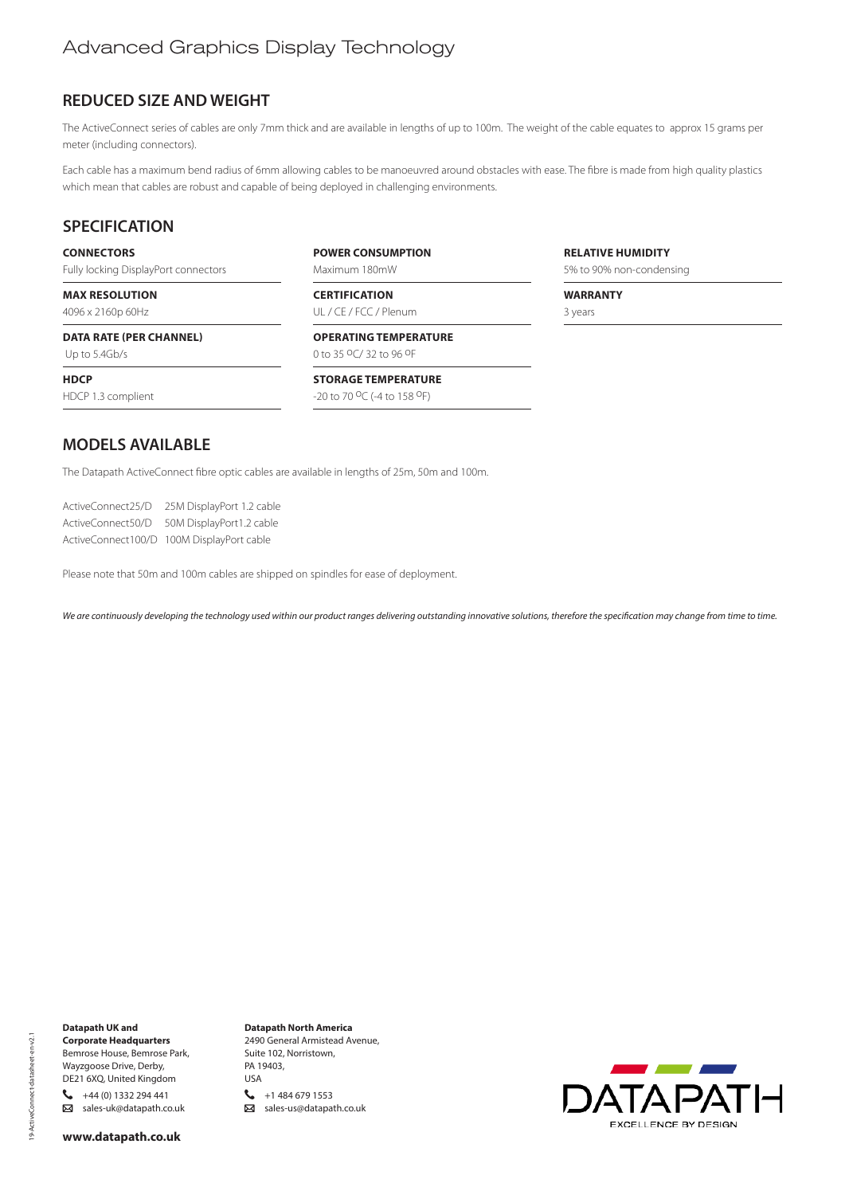# Advanced Graphics Display Technology

## REDUCED SIZE AND WEIGHT

The ActiveConnect series of cables are only 7mm thick and are available in lengths of up to 100m. The weight of the cable equates to approx 15 grams per meter (including connectors).

Each cable has a maximum bend radius of 6mm allowing cables to be manoeuvred around obstacles with ease. The fibre is made from high quality plastics which mean that cables are robust and capable of being deployed in challenging environments.

## SPECIFICATION

**CONNECTORS**
Fully locking DisplayPort connectors

**MAX RESOLUTION**
4096 x 2160p 60Hz

**DATA RATE (PER CHANNEL)**
Up to 5.4Gb/s

**HDCP**
HDCP 1.3 complient

**POWER CONSUMPTION**
Maximum 180mW

**CERTIFICATION**
UL / CE / FCC / Plenum

**OPERATING TEMPERATURE**
0 to 35 $^{O}$C/ 32 to 96 $^{O}$F

**STORAGE TEMPERATURE**
-20 to 70 $^{O}$C (-4 to 158 $^{O}$F)

**RELATIVE HUMIDITY**
5% to 90% non-condensing

**WARRANTY**
3 years

## MODELS AVAILABLE

The Datapath ActiveConnect fibre optic cables are available in lengths of 25m, 50m and 100m.

| | |
|---|---|
| ActiveConnect25/D | 25M DisplayPort 1.2 cable |
| ActiveConnect50/D | 50M DisplayPort1.2 cable |
| ActiveConnect100/D | 100M DisplayPort cable |

Please note that 50m and 100m cables are shipped on spindles for ease of deployment.

*We are continuously developing the technology used within our product ranges delivering outstanding innovative solutions, therefore the specification may change from time to time.*

**Datapath UK and Corporate Headquarters**
Bemrose House, Bemrose Park,
Wayzgoose Drive, Derby,
DE21 6XQ, United Kingdom
+44 (0) 1332 294 441
sales-uk@datapath.co.uk

**Datapath North America**
2490 General Armistead Avenue,
Suite 102, Norristown,
PA 19403,
USA
+1 484 679 1553
sales-us@datapath.co.uk

DATAPATH
EXCELLENCE BY DESIGN

**www.datapath.co.uk**

19-ActiveConnect-datasheet-en-v2.1